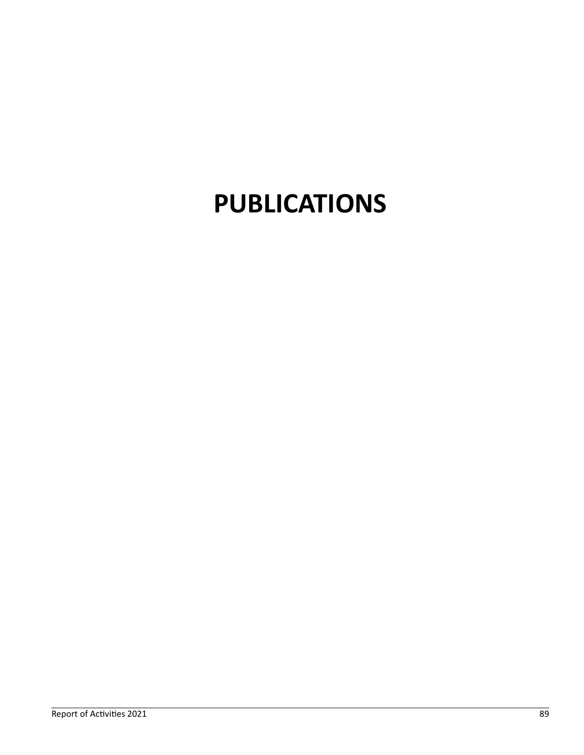# PUBLICATIONS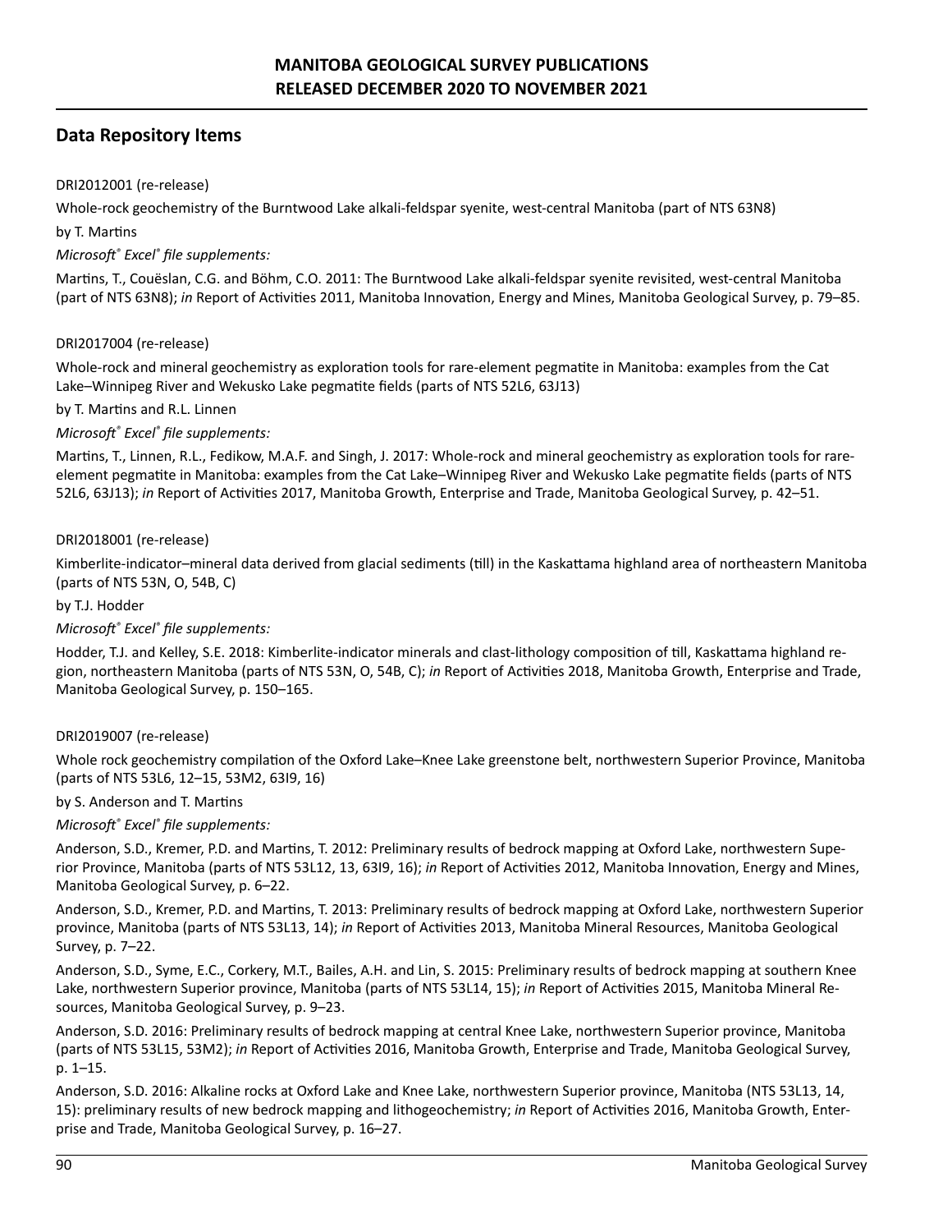## Data Repository Items

DRI2012001 (re-release)

Whole-rock geochemistry of the Burntwood Lake alkali-feldspar syenite, west-central Manitoba (part of NTS 63N8)

by T. Martins

*Microsoft® Excel® file supplements:*

Martins, T., Couëslan, C.G. and Böhm, C.O. 2011: The Burntwood Lake alkali-feldspar syenite revisited, west-central Manitoba (part of NTS 63N8); *in* Report of Activities 2011, Manitoba Innovation, Energy and Mines, Manitoba Geological Survey, p. 79–85.

DRI2017004 (re-release)

Whole-rock and mineral geochemistry as exploration tools for rare-element pegmatite in Manitoba: examples from the Cat Lake–Winnipeg River and Wekusko Lake pegmatite fields (parts of NTS 52L6, 63J13)

by T. Martins and R.L. Linnen

*Microsoft® Excel® file supplements:*

Martins, T., Linnen, R.L., Fedikow, M.A.F. and Singh, J. 2017: Whole-rock and mineral geochemistry as exploration tools for rare-element pegmatite in Manitoba: examples from the Cat Lake–Winnipeg River and Wekusko Lake pegmatite fields (parts of NTS 52L6, 63J13); *in* Report of Activities 2017, Manitoba Growth, Enterprise and Trade, Manitoba Geological Survey, p. 42–51.

DRI2018001 (re-release)

Kimberlite-indicator–mineral data derived from glacial sediments (till) in the Kaskattama highland area of northeastern Manitoba (parts of NTS 53N, O, 54B, C)

by T.J. Hodder

*Microsoft® Excel® file supplements:*

Hodder, T.J. and Kelley, S.E. 2018: Kimberlite-indicator minerals and clast-lithology composition of till, Kaskattama highland region, northeastern Manitoba (parts of NTS 53N, O, 54B, C); *in* Report of Activities 2018, Manitoba Growth, Enterprise and Trade, Manitoba Geological Survey, p. 150–165.

DRI2019007 (re-release)

Whole rock geochemistry compilation of the Oxford Lake–Knee Lake greenstone belt, northwestern Superior Province, Manitoba (parts of NTS 53L6, 12–15, 53M2, 63I9, 16)

by S. Anderson and T. Martins

*Microsoft® Excel® file supplements:*

Anderson, S.D., Kremer, P.D. and Martins, T. 2012: Preliminary results of bedrock mapping at Oxford Lake, northwestern Superior Province, Manitoba (parts of NTS 53L12, 13, 63I9, 16); *in* Report of Activities 2012, Manitoba Innovation, Energy and Mines, Manitoba Geological Survey, p. 6–22.

Anderson, S.D., Kremer, P.D. and Martins, T. 2013: Preliminary results of bedrock mapping at Oxford Lake, northwestern Superior province, Manitoba (parts of NTS 53L13, 14); *in* Report of Activities 2013, Manitoba Mineral Resources, Manitoba Geological Survey, p. 7–22.

Anderson, S.D., Syme, E.C., Corkery, M.T., Bailes, A.H. and Lin, S. 2015: Preliminary results of bedrock mapping at southern Knee Lake, northwestern Superior province, Manitoba (parts of NTS 53L14, 15); *in* Report of Activities 2015, Manitoba Mineral Resources, Manitoba Geological Survey, p. 9–23.

Anderson, S.D. 2016: Preliminary results of bedrock mapping at central Knee Lake, northwestern Superior province, Manitoba (parts of NTS 53L15, 53M2); *in* Report of Activities 2016, Manitoba Growth, Enterprise and Trade, Manitoba Geological Survey, p. 1–15.

Anderson, S.D. 2016: Alkaline rocks at Oxford Lake and Knee Lake, northwestern Superior province, Manitoba (NTS 53L13, 14, 15): preliminary results of new bedrock mapping and lithogeochemistry; *in* Report of Activities 2016, Manitoba Growth, Enterprise and Trade, Manitoba Geological Survey, p. 16–27.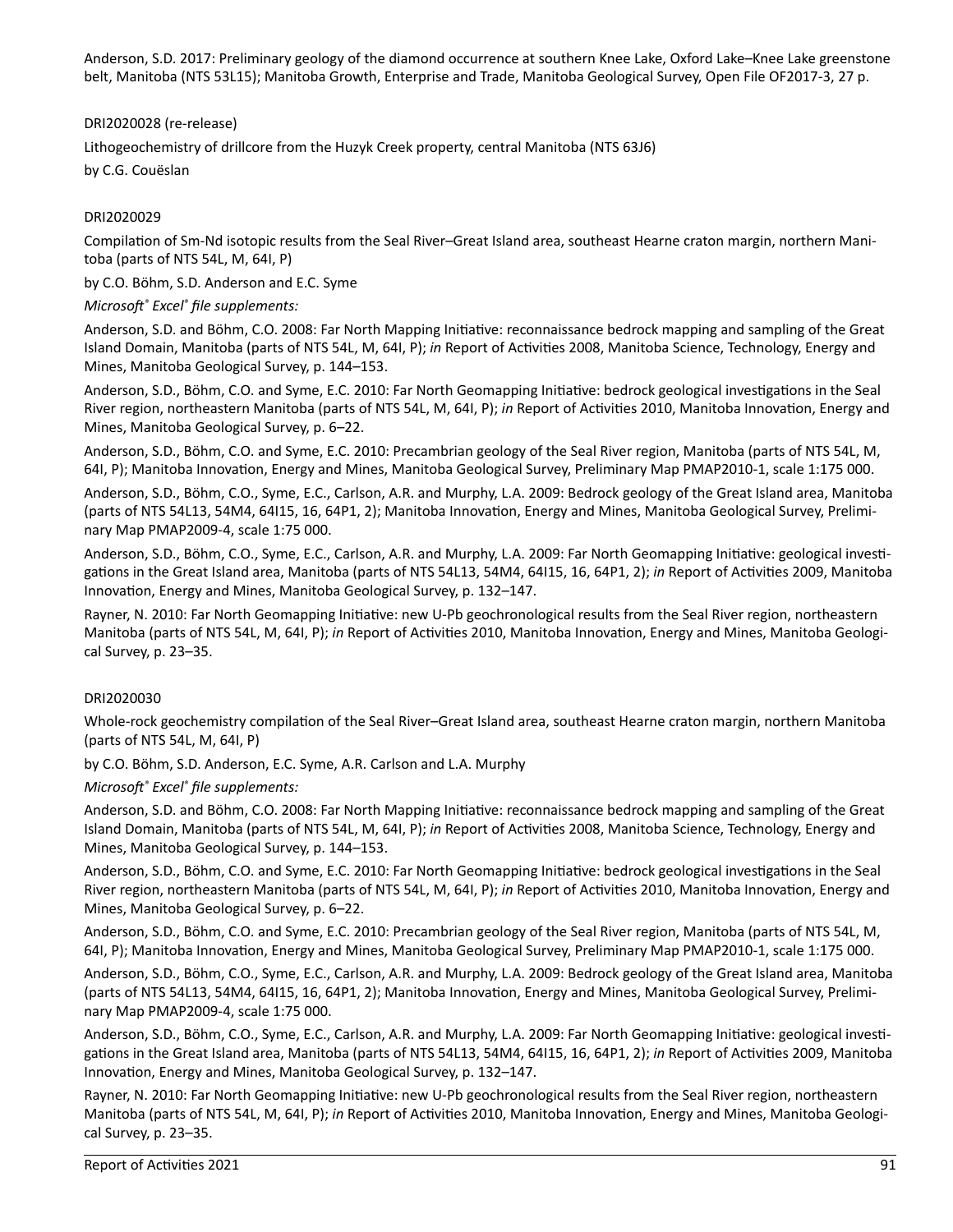Anderson, S.D. 2017: Preliminary geology of the diamond occurrence at southern Knee Lake, Oxford Lake–Knee Lake greenstone belt, Manitoba (NTS 53L15); Manitoba Growth, Enterprise and Trade, Manitoba Geological Survey, Open File OF2017-3, 27 p.

DRI2020028 (re-release)

Lithogeochemistry of drillcore from the Huzyk Creek property, central Manitoba (NTS 63J6)

by C.G. Couëslan

DRI2020029

Compilation of Sm-Nd isotopic results from the Seal River–Great Island area, southeast Hearne craton margin, northern Manitoba (parts of NTS 54L, M, 64I, P)

by C.O. Böhm, S.D. Anderson and E.C. Syme

*Microsoft® Excel® file supplements:*

Anderson, S.D. and Böhm, C.O. 2008: Far North Mapping Initiative: reconnaissance bedrock mapping and sampling of the Great Island Domain, Manitoba (parts of NTS 54L, M, 64I, P); *in* Report of Activities 2008, Manitoba Science, Technology, Energy and Mines, Manitoba Geological Survey, p. 144–153.

Anderson, S.D., Böhm, C.O. and Syme, E.C. 2010: Far North Geomapping Initiative: bedrock geological investigations in the Seal River region, northeastern Manitoba (parts of NTS 54L, M, 64I, P); *in* Report of Activities 2010, Manitoba Innovation, Energy and Mines, Manitoba Geological Survey, p. 6–22.

Anderson, S.D., Böhm, C.O. and Syme, E.C. 2010: Precambrian geology of the Seal River region, Manitoba (parts of NTS 54L, M, 64I, P); Manitoba Innovation, Energy and Mines, Manitoba Geological Survey, Preliminary Map PMAP2010-1, scale 1:175 000.

Anderson, S.D., Böhm, C.O., Syme, E.C., Carlson, A.R. and Murphy, L.A. 2009: Bedrock geology of the Great Island area, Manitoba (parts of NTS 54L13, 54M4, 64I15, 16, 64P1, 2); Manitoba Innovation, Energy and Mines, Manitoba Geological Survey, Preliminary Map PMAP2009-4, scale 1:75 000.

Anderson, S.D., Böhm, C.O., Syme, E.C., Carlson, A.R. and Murphy, L.A. 2009: Far North Geomapping Initiative: geological investigations in the Great Island area, Manitoba (parts of NTS 54L13, 54M4, 64I15, 16, 64P1, 2); *in* Report of Activities 2009, Manitoba Innovation, Energy and Mines, Manitoba Geological Survey, p. 132–147.

Rayner, N. 2010: Far North Geomapping Initiative: new U-Pb geochronological results from the Seal River region, northeastern Manitoba (parts of NTS 54L, M, 64I, P); *in* Report of Activities 2010, Manitoba Innovation, Energy and Mines, Manitoba Geological Survey, p. 23–35.

DRI2020030

Whole-rock geochemistry compilation of the Seal River–Great Island area, southeast Hearne craton margin, northern Manitoba (parts of NTS 54L, M, 64I, P)

by C.O. Böhm, S.D. Anderson, E.C. Syme, A.R. Carlson and L.A. Murphy

*Microsoft® Excel® file supplements:*

Anderson, S.D. and Böhm, C.O. 2008: Far North Mapping Initiative: reconnaissance bedrock mapping and sampling of the Great Island Domain, Manitoba (parts of NTS 54L, M, 64I, P); *in* Report of Activities 2008, Manitoba Science, Technology, Energy and Mines, Manitoba Geological Survey, p. 144–153.

Anderson, S.D., Böhm, C.O. and Syme, E.C. 2010: Far North Geomapping Initiative: bedrock geological investigations in the Seal River region, northeastern Manitoba (parts of NTS 54L, M, 64I, P); *in* Report of Activities 2010, Manitoba Innovation, Energy and Mines, Manitoba Geological Survey, p. 6–22.

Anderson, S.D., Böhm, C.O. and Syme, E.C. 2010: Precambrian geology of the Seal River region, Manitoba (parts of NTS 54L, M, 64I, P); Manitoba Innovation, Energy and Mines, Manitoba Geological Survey, Preliminary Map PMAP2010-1, scale 1:175 000.

Anderson, S.D., Böhm, C.O., Syme, E.C., Carlson, A.R. and Murphy, L.A. 2009: Bedrock geology of the Great Island area, Manitoba (parts of NTS 54L13, 54M4, 64I15, 16, 64P1, 2); Manitoba Innovation, Energy and Mines, Manitoba Geological Survey, Preliminary Map PMAP2009-4, scale 1:75 000.

Anderson, S.D., Böhm, C.O., Syme, E.C., Carlson, A.R. and Murphy, L.A. 2009: Far North Geomapping Initiative: geological investigations in the Great Island area, Manitoba (parts of NTS 54L13, 54M4, 64I15, 16, 64P1, 2); *in* Report of Activities 2009, Manitoba Innovation, Energy and Mines, Manitoba Geological Survey, p. 132–147.

Rayner, N. 2010: Far North Geomapping Initiative: new U-Pb geochronological results from the Seal River region, northeastern Manitoba (parts of NTS 54L, M, 64I, P); *in* Report of Activities 2010, Manitoba Innovation, Energy and Mines, Manitoba Geological Survey, p. 23–35.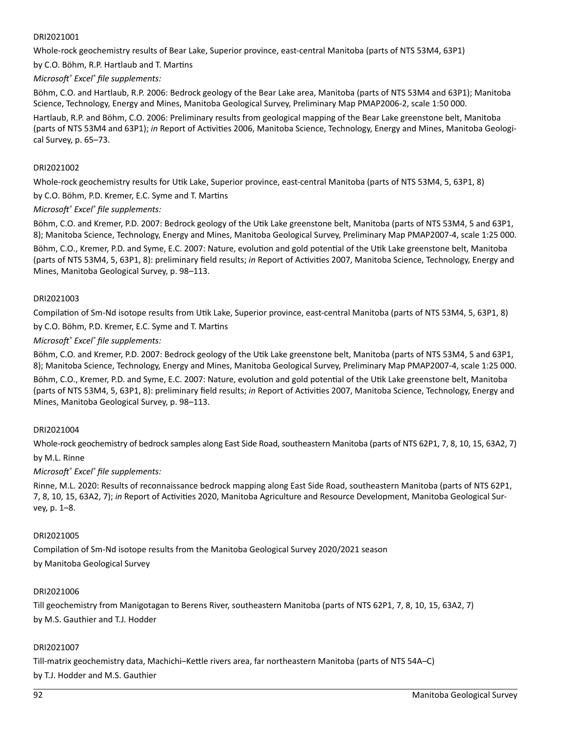DRI2021001

Whole-rock geochemistry results of Bear Lake, Superior province, east-central Manitoba (parts of NTS 53M4, 63P1)

by C.O. Böhm, R.P. Hartlaub and T. Martins

*Microsoft® Excel® file supplements:*

Böhm, C.O. and Hartlaub, R.P. 2006: Bedrock geology of the Bear Lake area, Manitoba (parts of NTS 53M4 and 63P1); Manitoba Science, Technology, Energy and Mines, Manitoba Geological Survey, Preliminary Map PMAP2006-2, scale 1:50 000.

Hartlaub, R.P. and Böhm, C.O. 2006: Preliminary results from geological mapping of the Bear Lake greenstone belt, Manitoba (parts of NTS 53M4 and 63P1); *in* Report of Activities 2006, Manitoba Science, Technology, Energy and Mines, Manitoba Geological Survey, p. 65–73.

DRI2021002

Whole-rock geochemistry results for Utik Lake, Superior province, east-central Manitoba (parts of NTS 53M4, 5, 63P1, 8)

by C.O. Böhm, P.D. Kremer, E.C. Syme and T. Martins

*Microsoft® Excel® file supplements:*

Böhm, C.O. and Kremer, P.D. 2007: Bedrock geology of the Utik Lake greenstone belt, Manitoba (parts of NTS 53M4, 5 and 63P1, 8); Manitoba Science, Technology, Energy and Mines, Manitoba Geological Survey, Preliminary Map PMAP2007-4, scale 1:25 000.

Böhm, C.O., Kremer, P.D. and Syme, E.C. 2007: Nature, evolution and gold potential of the Utik Lake greenstone belt, Manitoba (parts of NTS 53M4, 5, 63P1, 8): preliminary field results; *in* Report of Activities 2007, Manitoba Science, Technology, Energy and Mines, Manitoba Geological Survey, p. 98–113.

DRI2021003

Compilation of Sm-Nd isotope results from Utik Lake, Superior province, east-central Manitoba (parts of NTS 53M4, 5, 63P1, 8)

by C.O. Böhm, P.D. Kremer, E.C. Syme and T. Martins

*Microsoft® Excel® file supplements:*

Böhm, C.O. and Kremer, P.D. 2007: Bedrock geology of the Utik Lake greenstone belt, Manitoba (parts of NTS 53M4, 5 and 63P1, 8); Manitoba Science, Technology, Energy and Mines, Manitoba Geological Survey, Preliminary Map PMAP2007-4, scale 1:25 000.

Böhm, C.O., Kremer, P.D. and Syme, E.C. 2007: Nature, evolution and gold potential of the Utik Lake greenstone belt, Manitoba (parts of NTS 53M4, 5, 63P1, 8): preliminary field results; *in* Report of Activities 2007, Manitoba Science, Technology, Energy and Mines, Manitoba Geological Survey, p. 98–113.

DRI2021004

Whole-rock geochemistry of bedrock samples along East Side Road, southeastern Manitoba (parts of NTS 62P1, 7, 8, 10, 15, 63A2, 7)

by M.L. Rinne

*Microsoft® Excel® file supplements:*

Rinne, M.L. 2020: Results of reconnaissance bedrock mapping along East Side Road, southeastern Manitoba (parts of NTS 62P1, 7, 8, 10, 15, 63A2, 7); *in* Report of Activities 2020, Manitoba Agriculture and Resource Development, Manitoba Geological Survey, p. 1–8.

DRI2021005

Compilation of Sm-Nd isotope results from the Manitoba Geological Survey 2020/2021 season

by Manitoba Geological Survey

DRI2021006

Till geochemistry from Manigotagan to Berens River, southeastern Manitoba (parts of NTS 62P1, 7, 8, 10, 15, 63A2, 7)

by M.S. Gauthier and T.J. Hodder

DRI2021007

Till-matrix geochemistry data, Machichi–Kettle rivers area, far northeastern Manitoba (parts of NTS 54A–C)

by T.J. Hodder and M.S. Gauthier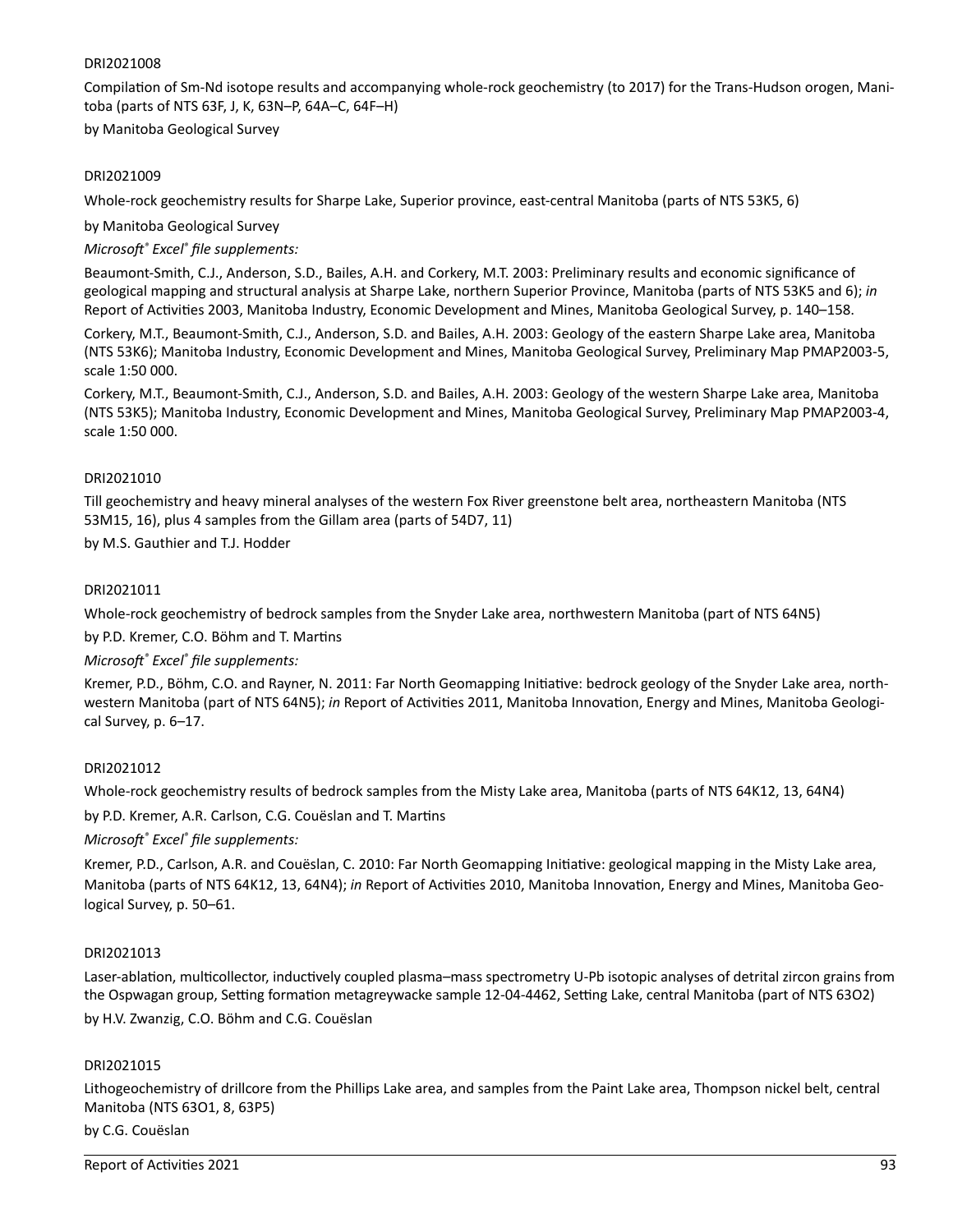DRI2021008

Compilation of Sm-Nd isotope results and accompanying whole-rock geochemistry (to 2017) for the Trans-Hudson orogen, Manitoba (parts of NTS 63F, J, K, 63N–P, 64A–C, 64F–H)

by Manitoba Geological Survey

DRI2021009

Whole-rock geochemistry results for Sharpe Lake, Superior province, east-central Manitoba (parts of NTS 53K5, 6)

by Manitoba Geological Survey

*Microsoft® Excel® file supplements:*

Beaumont-Smith, C.J., Anderson, S.D., Bailes, A.H. and Corkery, M.T. 2003: Preliminary results and economic significance of geological mapping and structural analysis at Sharpe Lake, northern Superior Province, Manitoba (parts of NTS 53K5 and 6); *in* Report of Activities 2003, Manitoba Industry, Economic Development and Mines, Manitoba Geological Survey, p. 140–158.

Corkery, M.T., Beaumont-Smith, C.J., Anderson, S.D. and Bailes, A.H. 2003: Geology of the eastern Sharpe Lake area, Manitoba (NTS 53K6); Manitoba Industry, Economic Development and Mines, Manitoba Geological Survey, Preliminary Map PMAP2003-5, scale 1:50 000.

Corkery, M.T., Beaumont-Smith, C.J., Anderson, S.D. and Bailes, A.H. 2003: Geology of the western Sharpe Lake area, Manitoba (NTS 53K5); Manitoba Industry, Economic Development and Mines, Manitoba Geological Survey, Preliminary Map PMAP2003-4, scale 1:50 000.

DRI2021010

Till geochemistry and heavy mineral analyses of the western Fox River greenstone belt area, northeastern Manitoba (NTS 53M15, 16), plus 4 samples from the Gillam area (parts of 54D7, 11)

by M.S. Gauthier and T.J. Hodder

DRI2021011

Whole-rock geochemistry of bedrock samples from the Snyder Lake area, northwestern Manitoba (part of NTS 64N5)

by P.D. Kremer, C.O. Böhm and T. Martins

*Microsoft® Excel® file supplements:*

Kremer, P.D., Böhm, C.O. and Rayner, N. 2011: Far North Geomapping Initiative: bedrock geology of the Snyder Lake area, northwestern Manitoba (part of NTS 64N5); *in* Report of Activities 2011, Manitoba Innovation, Energy and Mines, Manitoba Geological Survey, p. 6–17.

DRI2021012

Whole-rock geochemistry results of bedrock samples from the Misty Lake area, Manitoba (parts of NTS 64K12, 13, 64N4)

by P.D. Kremer, A.R. Carlson, C.G. Couëslan and T. Martins

*Microsoft® Excel® file supplements:*

Kremer, P.D., Carlson, A.R. and Couëslan, C. 2010: Far North Geomapping Initiative: geological mapping in the Misty Lake area, Manitoba (parts of NTS 64K12, 13, 64N4); *in* Report of Activities 2010, Manitoba Innovation, Energy and Mines, Manitoba Geological Survey, p. 50–61.

DRI2021013

Laser-ablation, multicollector, inductively coupled plasma–mass spectrometry U-Pb isotopic analyses of detrital zircon grains from the Ospwagan group, Setting formation metagreywacke sample 12-04-4462, Setting Lake, central Manitoba (part of NTS 63O2)

by H.V. Zwanzig, C.O. Böhm and C.G. Couëslan

DRI2021015

Lithogeochemistry of drillcore from the Phillips Lake area, and samples from the Paint Lake area, Thompson nickel belt, central Manitoba (NTS 63O1, 8, 63P5)

by C.G. Couëslan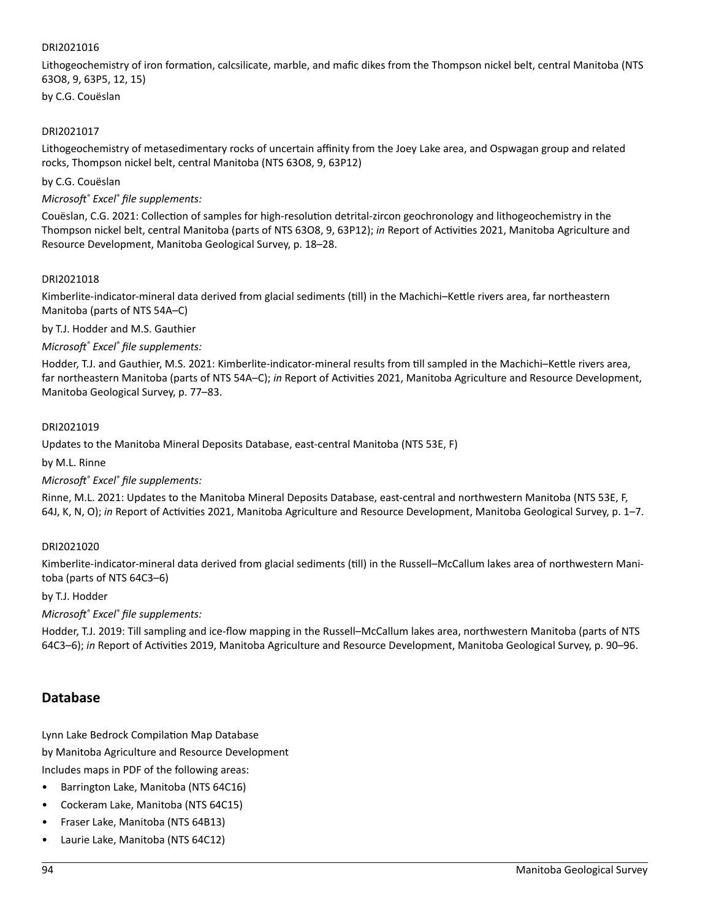DRI2021016

Lithogeochemistry of iron formation, calcsilicate, marble, and mafic dikes from the Thompson nickel belt, central Manitoba (NTS 63O8, 9, 63P5, 12, 15)

by C.G. Couëslan

DRI2021017

Lithogeochemistry of metasedimentary rocks of uncertain affinity from the Joey Lake area, and Ospwagan group and related rocks, Thompson nickel belt, central Manitoba (NTS 63O8, 9, 63P12)

by C.G. Couëslan

*Microsoft® Excel® file supplements:*

Couëslan, C.G. 2021: Collection of samples for high-resolution detrital-zircon geochronology and lithogeochemistry in the Thompson nickel belt, central Manitoba (parts of NTS 63O8, 9, 63P12); *in* Report of Activities 2021, Manitoba Agriculture and Resource Development, Manitoba Geological Survey, p. 18–28.

DRI2021018

Kimberlite-indicator-mineral data derived from glacial sediments (till) in the Machichi–Kettle rivers area, far northeastern Manitoba (parts of NTS 54A–C)

by T.J. Hodder and M.S. Gauthier

*Microsoft® Excel® file supplements:*

Hodder, T.J. and Gauthier, M.S. 2021: Kimberlite-indicator-mineral results from till sampled in the Machichi–Kettle rivers area, far northeastern Manitoba (parts of NTS 54A–C); *in* Report of Activities 2021, Manitoba Agriculture and Resource Development, Manitoba Geological Survey, p. 77–83.

DRI2021019

Updates to the Manitoba Mineral Deposits Database, east-central Manitoba (NTS 53E, F)

by M.L. Rinne

*Microsoft® Excel® file supplements:*

Rinne, M.L. 2021: Updates to the Manitoba Mineral Deposits Database, east-central and northwestern Manitoba (NTS 53E, F, 64J, K, N, O); *in* Report of Activities 2021, Manitoba Agriculture and Resource Development, Manitoba Geological Survey, p. 1–7.

DRI2021020

Kimberlite-indicator-mineral data derived from glacial sediments (till) in the Russell–McCallum lakes area of northwestern Manitoba (parts of NTS 64C3–6)

by T.J. Hodder

*Microsoft® Excel® file supplements:*

Hodder, T.J. 2019: Till sampling and ice-flow mapping in the Russell–McCallum lakes area, northwestern Manitoba (parts of NTS 64C3–6); *in* Report of Activities 2019, Manitoba Agriculture and Resource Development, Manitoba Geological Survey, p. 90–96.

## Database

Lynn Lake Bedrock Compilation Map Database

by Manitoba Agriculture and Resource Development

Includes maps in PDF of the following areas:

- Barrington Lake, Manitoba (NTS 64C16)
- Cockeram Lake, Manitoba (NTS 64C15)
- Fraser Lake, Manitoba (NTS 64B13)
- Laurie Lake, Manitoba (NTS 64C12)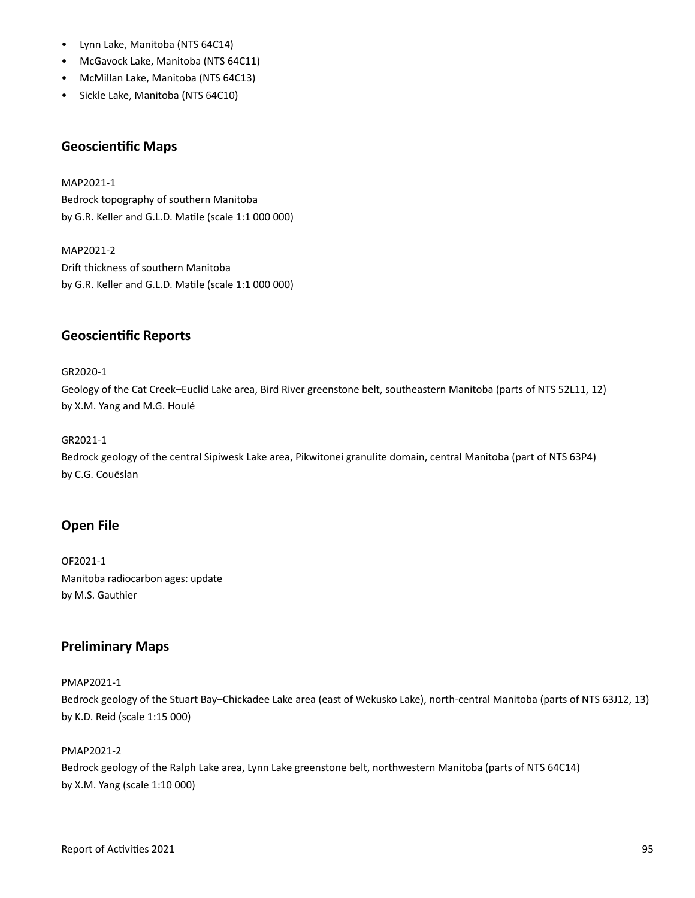- Lynn Lake, Manitoba (NTS 64C14)
- McGavock Lake, Manitoba (NTS 64C11)
- McMillan Lake, Manitoba (NTS 64C13)
- Sickle Lake, Manitoba (NTS 64C10)

## Geoscientific Maps

MAP2021-1
Bedrock topography of southern Manitoba
by G.R. Keller and G.L.D. Matile (scale 1:1 000 000)

MAP2021-2
Drift thickness of southern Manitoba
by G.R. Keller and G.L.D. Matile (scale 1:1 000 000)

## Geoscientific Reports

GR2020-1
Geology of the Cat Creek–Euclid Lake area, Bird River greenstone belt, southeastern Manitoba (parts of NTS 52L11, 12)
by X.M. Yang and M.G. Houlé

GR2021-1
Bedrock geology of the central Sipiwesk Lake area, Pikwitonei granulite domain, central Manitoba (part of NTS 63P4)
by C.G. Couëslan

## Open File

OF2021-1
Manitoba radiocarbon ages: update
by M.S. Gauthier

## Preliminary Maps

PMAP2021-1
Bedrock geology of the Stuart Bay–Chickadee Lake area (east of Wekusko Lake), north-central Manitoba (parts of NTS 63J12, 13)
by K.D. Reid (scale 1:15 000)

PMAP2021-2
Bedrock geology of the Ralph Lake area, Lynn Lake greenstone belt, northwestern Manitoba (parts of NTS 64C14)
by X.M. Yang (scale 1:10 000)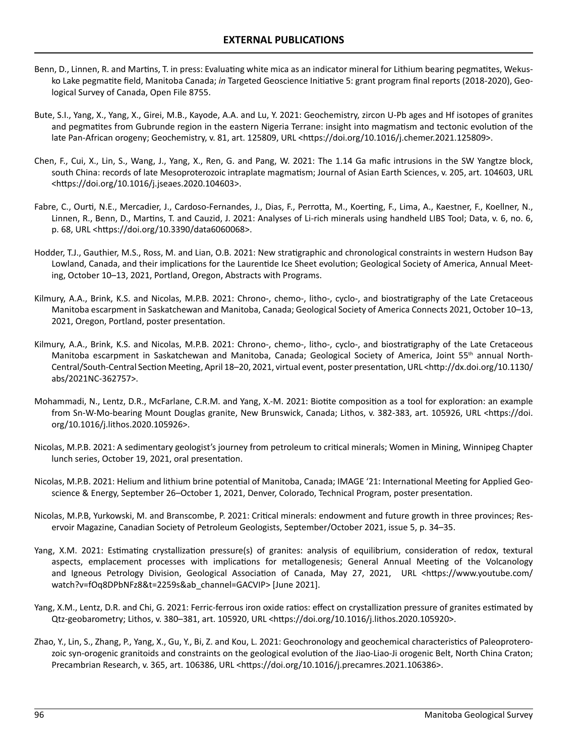## EXTERNAL PUBLICATIONS

Benn, D., Linnen, R. and Martins, T. in press: Evaluating white mica as an indicator mineral for Lithium bearing pegmatites, Wekusko Lake pegmatite field, Manitoba Canada; *in* Targeted Geoscience Initiative 5: grant program final reports (2018-2020), Geological Survey of Canada, Open File 8755.

Bute, S.I., Yang, X., Yang, X., Girei, M.B., Kayode, A.A. and Lu, Y. 2021: Geochemistry, zircon U-Pb ages and Hf isotopes of granites and pegmatites from Gubrunde region in the eastern Nigeria Terrane: insight into magmatism and tectonic evolution of the late Pan-African orogeny; Geochemistry, v. 81, art. 125809, URL <https://doi.org/10.1016/j.chemer.2021.125809>.

Chen, F., Cui, X., Lin, S., Wang, J., Yang, X., Ren, G. and Pang, W. 2021: The 1.14 Ga mafic intrusions in the SW Yangtze block, south China: records of late Mesoproterozoic intraplate magmatism; Journal of Asian Earth Sciences, v. 205, art. 104603, URL <https://doi.org/10.1016/j.jseaes.2020.104603>.

Fabre, C., Ourti, N.E., Mercadier, J., Cardoso-Fernandes, J., Dias, F., Perrotta, M., Koerting, F., Lima, A., Kaestner, F., Koellner, N., Linnen, R., Benn, D., Martins, T. and Cauzid, J. 2021: Analyses of Li-rich minerals using handheld LIBS Tool; Data, v. 6, no. 6, p. 68, URL <https://doi.org/10.3390/data6060068>.

Hodder, T.J., Gauthier, M.S., Ross, M. and Lian, O.B. 2021: New stratigraphic and chronological constraints in western Hudson Bay Lowland, Canada, and their implications for the Laurentide Ice Sheet evolution; Geological Society of America, Annual Meeting, October 10–13, 2021, Portland, Oregon, Abstracts with Programs.

Kilmury, A.A., Brink, K.S. and Nicolas, M.P.B. 2021: Chrono-, chemo-, litho-, cyclo-, and biostratigraphy of the Late Cretaceous Manitoba escarpment in Saskatchewan and Manitoba, Canada; Geological Society of America Connects 2021, October 10–13, 2021, Oregon, Portland, poster presentation.

Kilmury, A.A., Brink, K.S. and Nicolas, M.P.B. 2021: Chrono-, chemo-, litho-, cyclo-, and biostratigraphy of the Late Cretaceous Manitoba escarpment in Saskatchewan and Manitoba, Canada; Geological Society of America, Joint 55th annual North-Central/South-Central Section Meeting, April 18–20, 2021, virtual event, poster presentation, URL <http://dx.doi.org/10.1130/abs/2021NC-362757>.

Mohammadi, N., Lentz, D.R., McFarlane, C.R.M. and Yang, X.-M. 2021: Biotite composition as a tool for exploration: an example from Sn-W-Mo-bearing Mount Douglas granite, New Brunswick, Canada; Lithos, v. 382-383, art. 105926, URL <https://doi.org/10.1016/j.lithos.2020.105926>.

Nicolas, M.P.B. 2021: A sedimentary geologist's journey from petroleum to critical minerals; Women in Mining, Winnipeg Chapter lunch series, October 19, 2021, oral presentation.

Nicolas, M.P.B. 2021: Helium and lithium brine potential of Manitoba, Canada; IMAGE '21: International Meeting for Applied Geoscience & Energy, September 26–October 1, 2021, Denver, Colorado, Technical Program, poster presentation.

Nicolas, M.P.B, Yurkowski, M. and Branscombe, P. 2021: Critical minerals: endowment and future growth in three provinces; Reservoir Magazine, Canadian Society of Petroleum Geologists, September/October 2021, issue 5, p. 34–35.

Yang, X.M. 2021: Estimating crystallization pressure(s) of granites: analysis of equilibrium, consideration of redox, textural aspects, emplacement processes with implications for metallogenesis; General Annual Meeting of the Volcanology and Igneous Petrology Division, Geological Association of Canada, May 27, 2021, URL <https://www.youtube.com/watch?v=fOq8DPbNFz8&t=2259s&ab_channel=GACVIP> [June 2021].

Yang, X.M., Lentz, D.R. and Chi, G. 2021: Ferric-ferrous iron oxide ratios: effect on crystallization pressure of granites estimated by Qtz-geobarometry; Lithos, v. 380–381, art. 105920, URL <https://doi.org/10.1016/j.lithos.2020.105920>.

Zhao, Y., Lin, S., Zhang, P., Yang, X., Gu, Y., Bi, Z. and Kou, L. 2021: Geochronology and geochemical characteristics of Paleoproterozoic syn-orogenic granitoids and constraints on the geological evolution of the Jiao-Liao-Ji orogenic Belt, North China Craton; Precambrian Research, v. 365, art. 106386, URL <https://doi.org/10.1016/j.precamres.2021.106386>.